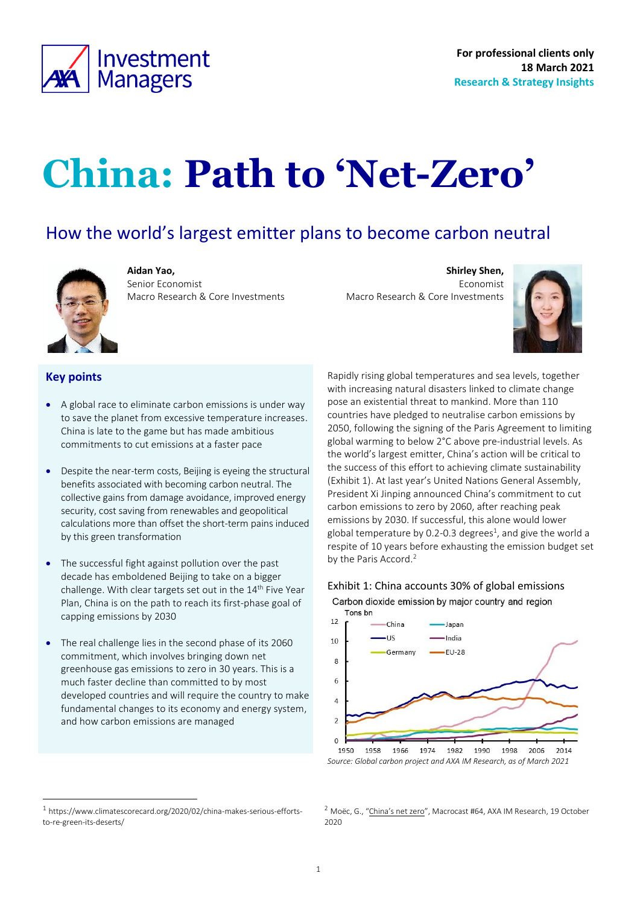For professional clients only
18 March 2021
Research & Strategy Insights

# China: Path to 'Net-Zero'

## How the world's largest emitter plans to become carbon neutral

**Aidan Yao,**
Senior Economist
Macro Research & Core Investments

**Shirley Shen,**
Economist
Macro Research & Core Investments

### Key points

- A global race to eliminate carbon emissions is under way to save the planet from excessive temperature increases. China is late to the game but has made ambitious commitments to cut emissions at a faster pace
- Despite the near-term costs, Beijing is eyeing the structural benefits associated with becoming carbon neutral. The collective gains from damage avoidance, improved energy security, cost saving from renewables and geopolitical calculations more than offset the short-term pains induced by this green transformation
- The successful fight against pollution over the past decade has emboldened Beijing to take on a bigger challenge. With clear targets set out in the 14th Five Year Plan, China is on the path to reach its first-phase goal of capping emissions by 2030
- The real challenge lies in the second phase of its 2060 commitment, which involves bringing down net greenhouse gas emissions to zero in 30 years. This is a much faster decline than committed to by most developed countries and will require the country to make fundamental changes to its economy and energy system, and how carbon emissions are managed

Rapidly rising global temperatures and sea levels, together with increasing natural disasters linked to climate change pose an existential threat to mankind. More than 110 countries have pledged to neutralise carbon emissions by 2050, following the signing of the Paris Agreement to limiting global warming to below 2°C above pre-industrial levels. As the world's largest emitter, China's action will be critical to the success of this effort to achieving climate sustainability (Exhibit 1). At last year's United Nations General Assembly, President Xi Jinping announced China's commitment to cut carbon emissions to zero by 2060, after reaching peak emissions by 2030. If successful, this alone would lower global temperature by 0.2-0.3 degrees[1], and give the world a respite of 10 years before exhausting the emission budget set by the Paris Accord.[2]

Exhibit 1: China accounts 30% of global emissions

Carbon dioxide emission by major country and region

Tons bn

China, Japan, US, India, Germany, EU-28

12, 10, 8, 6, 4, 2, 0

1950, 1958, 1966, 1974, 1982, 1990, 1998, 2006, 2014

*Source: Global carbon project and AXA IM Research, as of March 2021*

[1] https://www.climatescorecard.org/2020/02/china-makes-serious-efforts-to-re-green-its-deserts/

[2] Moëc, G., "China's net zero", Macrocast #64, AXA IM Research, 19 October 2020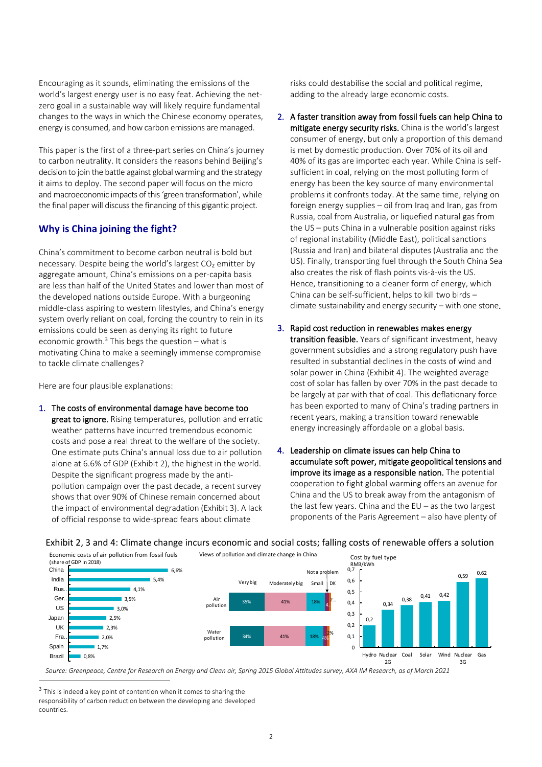Encouraging as it sounds, eliminating the emissions of the world's largest energy user is no easy feat. Achieving the net-zero goal in a sustainable way will likely require fundamental changes to the ways in which the Chinese economy operates, energy is consumed, and how carbon emissions are managed.

This paper is the first of a three-part series on China's journey to carbon neutrality. It considers the reasons behind Beijing's decision to join the battle against global warming and the strategy it aims to deploy. The second paper will focus on the micro and macroeconomic impacts of this 'green transformation', while the final paper will discuss the financing of this gigantic project.

## Why is China joining the fight?

China's commitment to become carbon neutral is bold but necessary. Despite being the world's largest $CO_2$ emitter by aggregate amount, China's emissions on a per-capita basis are less than half of the United States and lower than most of the developed nations outside Europe. With a burgeoning middle-class aspiring to western lifestyles, and China's energy system overly reliant on coal, forcing the country to rein in its emissions could be seen as denying its right to future economic growth.[3] This begs the question – what is motivating China to make a seemingly immense compromise to tackle climate challenges?

Here are four plausible explanations:

1. **The costs of environmental damage have become too great to ignore.** Rising temperatures, pollution and erratic weather patterns have incurred tremendous economic costs and pose a real threat to the welfare of the society. One estimate puts China's annual loss due to air pollution alone at 6.6% of GDP (Exhibit 2), the highest in the world. Despite the significant progress made by the anti-pollution campaign over the past decade, a recent survey shows that over 90% of Chinese remain concerned about the impact of environmental degradation (Exhibit 3). A lack of official response to wide-spread fears about climate risks could destabilise the social and political regime, adding to the already large economic costs.

2. **A faster transition away from fossil fuels can help China to mitigate energy security risks.** China is the world's largest consumer of energy, but only a proportion of this demand is met by domestic production. Over 70% of its oil and 40% of its gas are imported each year. While China is self-sufficient in coal, relying on the most polluting form of energy has been the key source of many environmental problems it confronts today. At the same time, relying on foreign energy supplies – oil from Iraq and Iran, gas from Russia, coal from Australia, or liquefied natural gas from the US – puts China in a vulnerable position against risks of regional instability (Middle East), political sanctions (Russia and Iran) and bilateral disputes (Australia and the US). Finally, transporting fuel through the South China Sea also creates the risk of flash points vis-à-vis the US. Hence, transitioning to a cleaner form of energy, which China can be self-sufficient, helps to kill two birds – climate sustainability and energy security – with one stone.

3. **Rapid cost reduction in renewables makes energy transition feasible.** Years of significant investment, heavy government subsidies and a strong regulatory push have resulted in substantial declines in the costs of wind and solar power in China (Exhibit 4). The weighted average cost of solar has fallen by over 70% in the past decade to be largely at par with that of coal. This deflationary force has been exported to many of China's trading partners in recent years, making a transition toward renewable energy increasingly affordable on a global basis.

4. **Leadership on climate issues can help China to accumulate soft power, mitigate geopolitical tensions and improve its image as a responsible nation.** The potential cooperation to fight global warming offers an avenue for China and the US to break away from the antagonism of the last few years. China and the EU – as the two largest proponents of the Paris Agreement – also have plenty of

Exhibit 2, 3 and 4: Climate change incurs economic and social costs; falling costs of renewable offers a solution

Economic costs of air pollution from fossil fuels
(share of GDP in 2018)
China 6,6%
India 5,4%
Rus.. 4,1%
Ger.. 3,5%
US 3,0%
Japan 2,5%
UK 2,3%
Fra.. 2,0%
Spain 1,7%
Brazil 0,8%

Views of pollution and climate change in China
Very big / Moderately big / Small / Not a problem / DK
Air pollution: 35% 41% 18% 4.. 2..
Water pollution: 34% 41% 18% 4% 2%

Cost by fuel type
RMB/kWh
Hydro 0,2
Nuclear 2G 0,34
Coal 0,38
Solar 0,41
Wind 0,42
Nuclear 3G 0,59
Gas 0,62

*Source: Greenpeace, Centre for Research on Energy and Clean air, Spring 2015 Global Attitudes survey, AXA IM Research, as of March 2021*

[3] This is indeed a key point of contention when it comes to sharing the responsibility of carbon reduction between the developing and developed countries.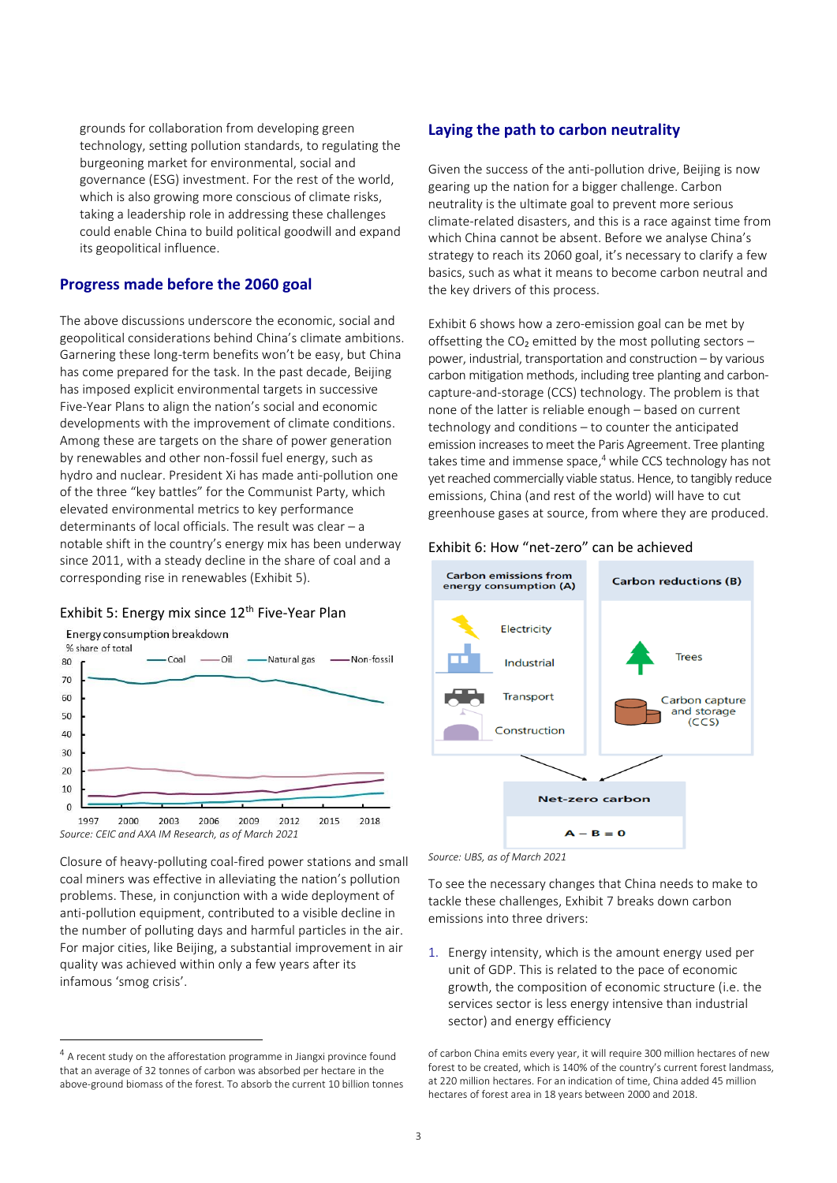grounds for collaboration from developing green technology, setting pollution standards, to regulating the burgeoning market for environmental, social and governance (ESG) investment. For the rest of the world, which is also growing more conscious of climate risks, taking a leadership role in addressing these challenges could enable China to build political goodwill and expand its geopolitical influence.

## Progress made before the 2060 goal

The above discussions underscore the economic, social and geopolitical considerations behind China's climate ambitions. Garnering these long-term benefits won't be easy, but China has come prepared for the task. In the past decade, Beijing has imposed explicit environmental targets in successive Five-Year Plans to align the nation's social and economic developments with the improvement of climate conditions. Among these are targets on the share of power generation by renewables and other non-fossil fuel energy, such as hydro and nuclear. President Xi has made anti-pollution one of the three "key battles" for the Communist Party, which elevated environmental metrics to key performance determinants of local officials. The result was clear – a notable shift in the country's energy mix has been underway since 2011, with a steady decline in the share of coal and a corresponding rise in renewables (Exhibit 5).

Exhibit 5: Energy mix since 12th Five-Year Plan

Energy consumption breakdown
% share of total
Coal
Oil
Natural gas
Non-fossil
0
10
20
30
40
50
60
70
80
1997
2000
2003
2006
2009
2012
2015
2018

*Source: CEIC and AXA IM Research, as of March 2021*

Closure of heavy-polluting coal-fired power stations and small coal miners was effective in alleviating the nation's pollution problems. These, in conjunction with a wide deployment of anti-pollution equipment, contributed to a visible decline in the number of polluting days and harmful particles in the air. For major cities, like Beijing, a substantial improvement in air quality was achieved within only a few years after its infamous 'smog crisis'.

## Laying the path to carbon neutrality

Given the success of the anti-pollution drive, Beijing is now gearing up the nation for a bigger challenge. Carbon neutrality is the ultimate goal to prevent more serious climate-related disasters, and this is a race against time from which China cannot be absent. Before we analyse China's strategy to reach its 2060 goal, it's necessary to clarify a few basics, such as what it means to become carbon neutral and the key drivers of this process.

Exhibit 6 shows how a zero-emission goal can be met by offsetting the $CO_2$ emitted by the most polluting sectors – power, industrial, transportation and construction – by various carbon mitigation methods, including tree planting and carbon-capture-and-storage (CCS) technology. The problem is that none of the latter is reliable enough – based on current technology and conditions – to counter the anticipated emission increases to meet the Paris Agreement. Tree planting takes time and immense space,[4] while CCS technology has not yet reached commercially viable status. Hence, to tangibly reduce emissions, China (and rest of the world) will have to cut greenhouse gases at source, from where they are produced.

Exhibit 6: How "net-zero" can be achieved

Carbon emissions from energy consumption (A)
Electricity
Industrial
Transport
Construction

Carbon reductions (B)
Trees
Carbon capture and storage (CCS)

Net-zero carbon
A – B = 0

*Source: UBS, as of March 2021*

To see the necessary changes that China needs to make to tackle these challenges, Exhibit 7 breaks down carbon emissions into three drivers:

1. Energy intensity, which is the amount energy used per unit of GDP. This is related to the pace of economic growth, the composition of economic structure (i.e. the services sector is less energy intensive than industrial sector) and energy efficiency

---

[4] A recent study on the afforestation programme in Jiangxi province found that an average of 32 tonnes of carbon was absorbed per hectare in the above-ground biomass of the forest. To absorb the current 10 billion tonnes of carbon China emits every year, it will require 300 million hectares of new forest to be created, which is 140% of the country's current forest landmass, at 220 million hectares. For an indication of time, China added 45 million hectares of forest area in 18 years between 2000 and 2018.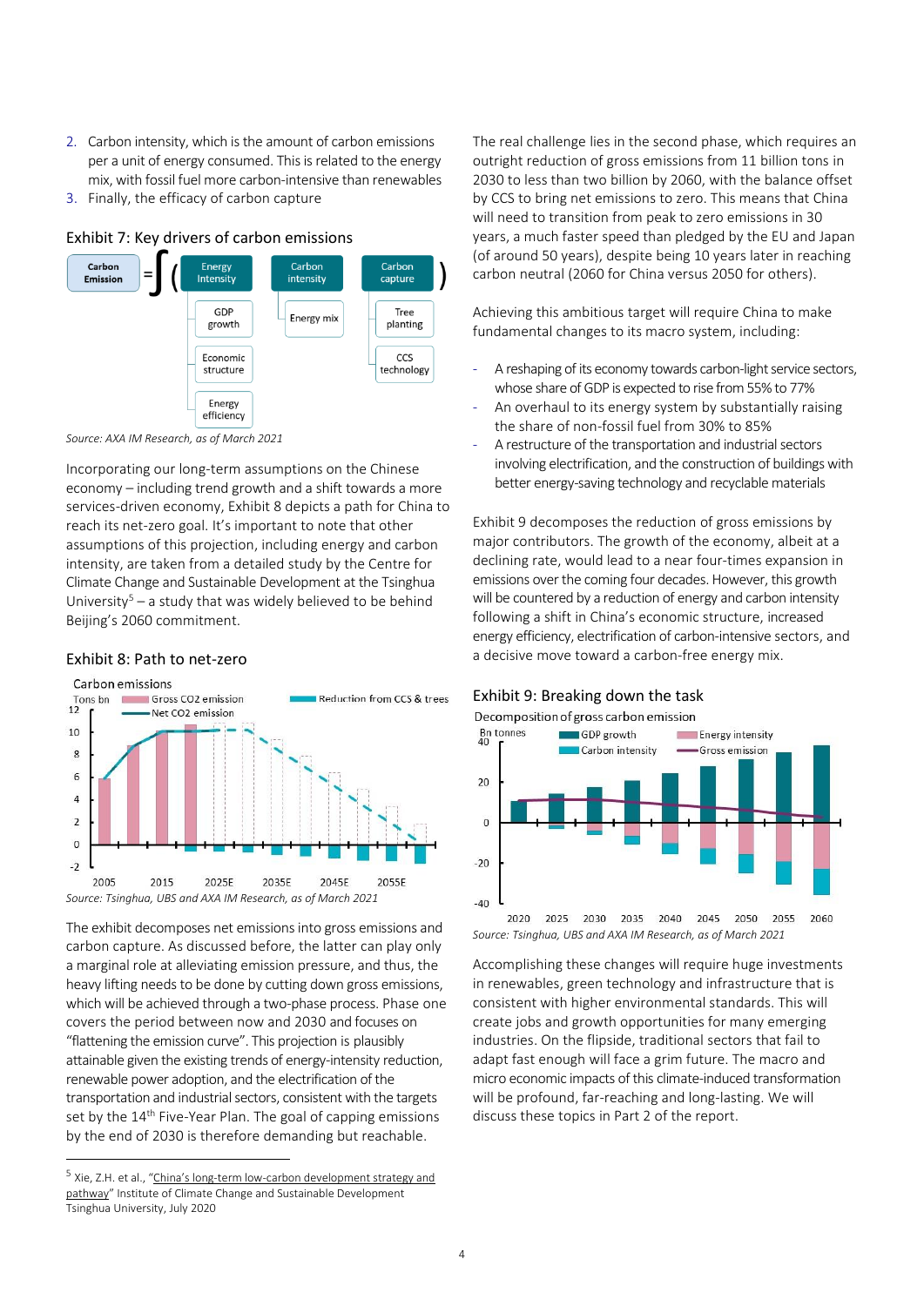2. Carbon intensity, which is the amount of carbon emissions per a unit of energy consumed. This is related to the energy mix, with fossil fuel more carbon-intensive than renewables
3. Finally, the efficacy of carbon capture

### Exhibit 7: Key drivers of carbon emissions

Carbon Emission = ∫( Energy Intensity, Carbon intensity, Carbon capture )

Energy Intensity: GDP growth, Economic structure, Energy efficiency

Carbon intensity: Energy mix

Carbon capture: Tree planting, CCS technology

*Source: AXA IM Research, as of March 2021*

Incorporating our long-term assumptions on the Chinese economy – including trend growth and a shift towards a more services-driven economy, Exhibit 8 depicts a path for China to reach its net-zero goal. It's important to note that other assumptions of this projection, including energy and carbon intensity, are taken from a detailed study by the Centre for Climate Change and Sustainable Development at the Tsinghua University[5] – a study that was widely believed to be behind Beijing's 2060 commitment.

### Exhibit 8: Path to net-zero

Carbon emissions

Tons bn

Gross CO2 emission

Net CO2 emission

Reduction from CCS & trees

12
10
8
6
4
2
0
-2

2005
2015
2025E
2035E
2045E
2055E

*Source: Tsinghua, UBS and AXA IM Research, as of March 2021*

The exhibit decomposes net emissions into gross emissions and carbon capture. As discussed before, the latter can play only a marginal role at alleviating emission pressure, and thus, the heavy lifting needs to be done by cutting down gross emissions, which will be achieved through a two-phase process. Phase one covers the period between now and 2030 and focuses on "flattening the emission curve". This projection is plausibly attainable given the existing trends of energy-intensity reduction, renewable power adoption, and the electrification of the transportation and industrial sectors, consistent with the targets set by the 14th Five-Year Plan. The goal of capping emissions by the end of 2030 is therefore demanding but reachable.

The real challenge lies in the second phase, which requires an outright reduction of gross emissions from 11 billion tons in 2030 to less than two billion by 2060, with the balance offset by CCS to bring net emissions to zero. This means that China will need to transition from peak to zero emissions in 30 years, a much faster speed than pledged by the EU and Japan (of around 50 years), despite being 10 years later in reaching carbon neutral (2060 for China versus 2050 for others).

Achieving this ambitious target will require China to make fundamental changes to its macro system, including:

- A reshaping of its economy towards carbon-light service sectors, whose share of GDP is expected to rise from 55% to 77%
- An overhaul to its energy system by substantially raising the share of non-fossil fuel from 30% to 85%
- A restructure of the transportation and industrial sectors involving electrification, and the construction of buildings with better energy-saving technology and recyclable materials

Exhibit 9 decomposes the reduction of gross emissions by major contributors. The growth of the economy, albeit at a declining rate, would lead to a near four-times expansion in emissions over the coming four decades. However, this growth will be countered by a reduction of energy and carbon intensity following a shift in China's economic structure, increased energy efficiency, electrification of carbon-intensive sectors, and a decisive move toward a carbon-free energy mix.

### Exhibit 9: Breaking down the task

Decomposition of gross carbon emission

Bn tonnes

GDP growth

Energy intensity

Carbon intensity

Gross emission

40
20
0
-20
-40

2020
2025
2030
2035
2040
2045
2050
2055
2060

*Source: Tsinghua, UBS and AXA IM Research, as of March 2021*

Accomplishing these changes will require huge investments in renewables, green technology and infrastructure that is consistent with higher environmental standards. This will create jobs and growth opportunities for many emerging industries. On the flipside, traditional sectors that fail to adapt fast enough will face a grim future. The macro and micro economic impacts of this climate-induced transformation will be profound, far-reaching and long-lasting. We will discuss these topics in Part 2 of the report.

---

[5] Xie, Z.H. et al., "China's long-term low-carbon development strategy and pathway" Institute of Climate Change and Sustainable Development Tsinghua University, July 2020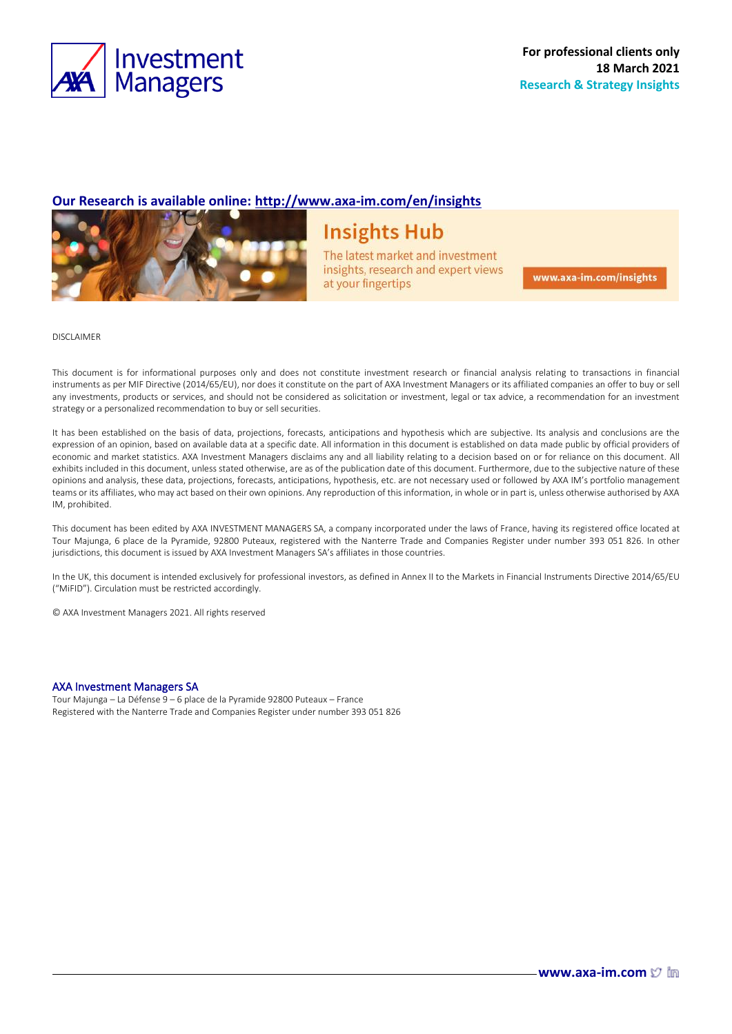For professional clients only
18 March 2021
Research & Strategy Insights

**Our Research is available online: http://www.axa-im.com/en/insights**

## Insights Hub

The latest market and investment insights, research and expert views at your fingertips

www.axa-im.com/insights

DISCLAIMER

This document is for informational purposes only and does not constitute investment research or financial analysis relating to transactions in financial instruments as per MIF Directive (2014/65/EU), nor does it constitute on the part of AXA Investment Managers or its affiliated companies an offer to buy or sell any investments, products or services, and should not be considered as solicitation or investment, legal or tax advice, a recommendation for an investment strategy or a personalized recommendation to buy or sell securities.

It has been established on the basis of data, projections, forecasts, anticipations and hypothesis which are subjective. Its analysis and conclusions are the expression of an opinion, based on available data at a specific date. All information in this document is established on data made public by official providers of economic and market statistics. AXA Investment Managers disclaims any and all liability relating to a decision based on or for reliance on this document. All exhibits included in this document, unless stated otherwise, are as of the publication date of this document. Furthermore, due to the subjective nature of these opinions and analysis, these data, projections, forecasts, anticipations, hypothesis, etc. are not necessary used or followed by AXA IM's portfolio management teams or its affiliates, who may act based on their own opinions. Any reproduction of this information, in whole or in part is, unless otherwise authorised by AXA IM, prohibited.

This document has been edited by AXA INVESTMENT MANAGERS SA, a company incorporated under the laws of France, having its registered office located at Tour Majunga, 6 place de la Pyramide, 92800 Puteaux, registered with the Nanterre Trade and Companies Register under number 393 051 826. In other jurisdictions, this document is issued by AXA Investment Managers SA's affiliates in those countries.

In the UK, this document is intended exclusively for professional investors, as defined in Annex II to the Markets in Financial Instruments Directive 2014/65/EU ("MiFID"). Circulation must be restricted accordingly.

© AXA Investment Managers 2021. All rights reserved

**AXA Investment Managers SA**
Tour Majunga – La Défense 9 – 6 place de la Pyramide 92800 Puteaux – France
Registered with the Nanterre Trade and Companies Register under number 393 051 826

**www.axa-im.com**